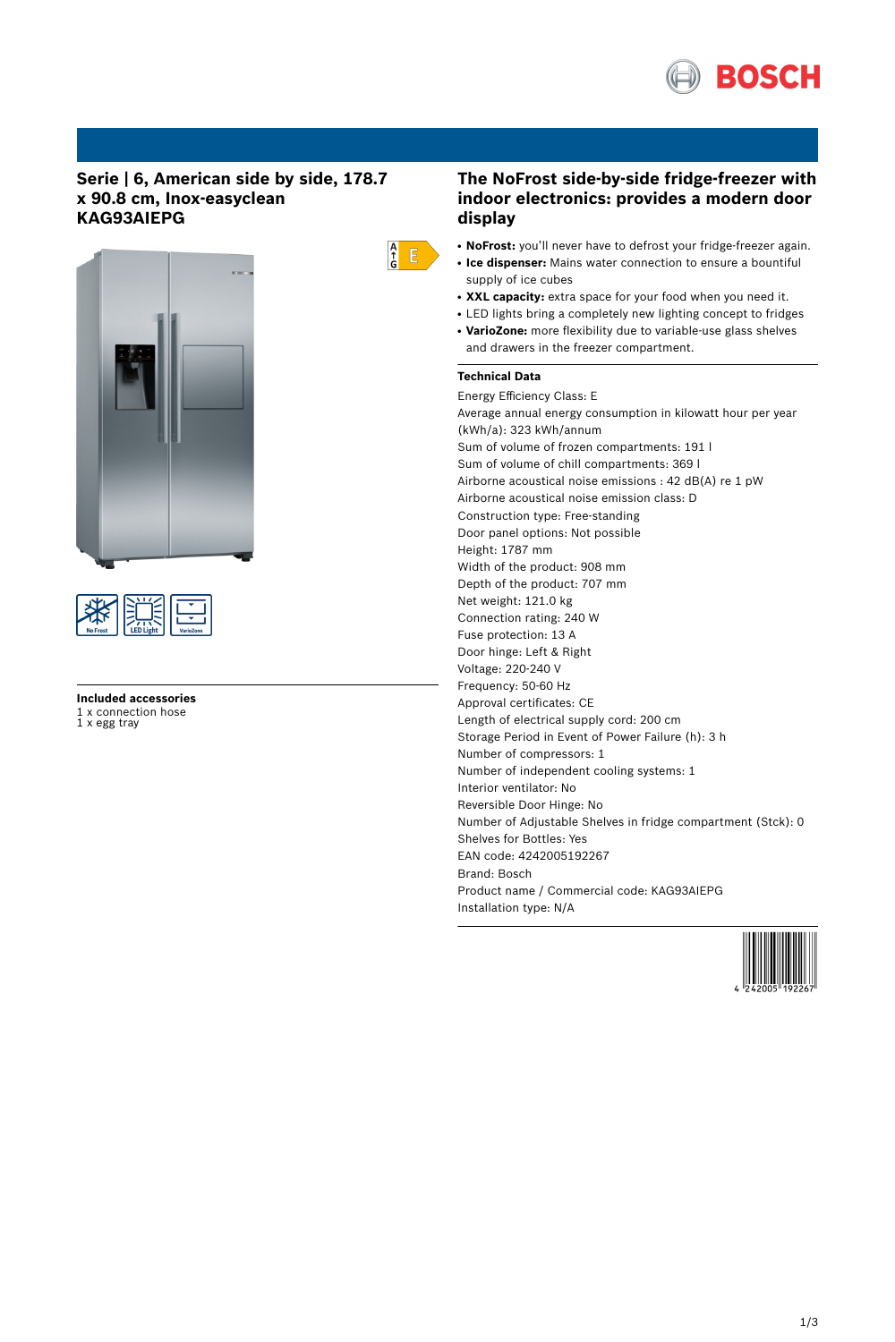# Serie | 6, American side by side, 178.7 x 90.8 cm, Inox-easyclean KAG93AIEPG

## Included accessories

1 x connection hose
1 x egg tray

## The NoFrost side-by-side fridge-freezer with indoor electronics: provides a modern door display

- **NoFrost:** you'll never have to defrost your fridge-freezer again.
- **Ice dispenser:** Mains water connection to ensure a bountiful supply of ice cubes
- **XXL capacity:** extra space for your food when you need it.
- LED lights bring a completely new lighting concept to fridges
- **VarioZone:** more flexibility due to variable-use glass shelves and drawers in the freezer compartment.

### Technical Data

Energy Efficiency Class: E
Average annual energy consumption in kilowatt hour per year (kWh/a): 323 kWh/annum
Sum of volume of frozen compartments: 191 l
Sum of volume of chill compartments: 369 l
Airborne acoustical noise emissions : 42 dB(A) re 1 pW
Airborne acoustical noise emission class: D
Construction type: Free-standing
Door panel options: Not possible
Height: 1787 mm
Width of the product: 908 mm
Depth of the product: 707 mm
Net weight: 121.0 kg
Connection rating: 240 W
Fuse protection: 13 A
Door hinge: Left & Right
Voltage: 220-240 V
Frequency: 50-60 Hz
Approval certificates: CE
Length of electrical supply cord: 200 cm
Storage Period in Event of Power Failure (h): 3 h
Number of compressors: 1
Number of independent cooling systems: 1
Interior ventilator: No
Reversible Door Hinge: No
Number of Adjustable Shelves in fridge compartment (Stck): 0
Shelves for Bottles: Yes
EAN code: 4242005192267
Brand: Bosch
Product name / Commercial code: KAG93AIEPG
Installation type: N/A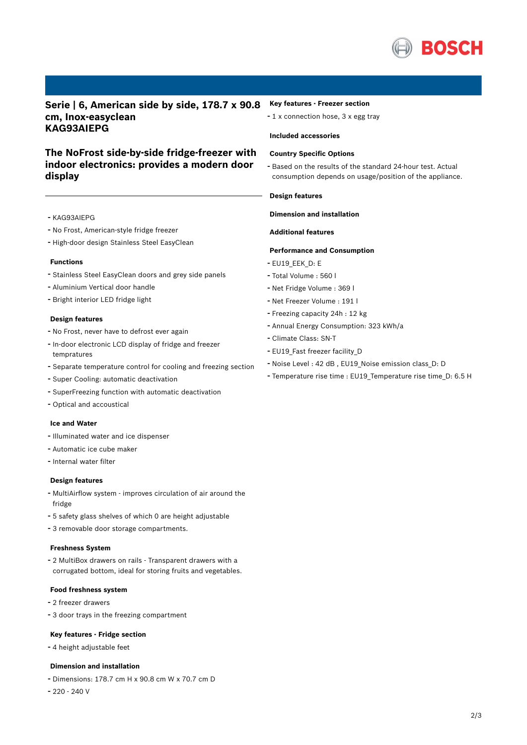## Serie | 6, American side by side, 178.7 x 90.8 cm, Inox-easyclean KAG93AIEPG

## The NoFrost side-by-side fridge-freezer with indoor electronics: provides a modern door display

- KAG93AIEPG
- No Frost, American-style fridge freezer
- High-door design Stainless Steel EasyClean

### Functions

- Stainless Steel EasyClean doors and grey side panels
- Aluminium Vertical door handle
- Bright interior LED fridge light

### Design features

- No Frost, never have to defrost ever again
- In-door electronic LCD display of fridge and freezer tempratures
- Separate temperature control for cooling and freezing section
- Super Cooling: automatic deactivation
- SuperFreezing function with automatic deactivation
- Optical and accoustical

### Ice and Water

- Illuminated water and ice dispenser
- Automatic ice cube maker
- Internal water filter

### Design features

- MultiAirflow system - improves circulation of air around the fridge
- 5 safety glass shelves of which 0 are height adjustable
- 3 removable door storage compartments.

### Freshness System

- 2 MultiBox drawers on rails - Transparent drawers with a corrugated bottom, ideal for storing fruits and vegetables.

### Food freshness system

- 2 freezer drawers
- 3 door trays in the freezing compartment

### Key features - Fridge section

- 4 height adjustable feet

### Dimension and installation

- Dimensions: 178.7 cm H x 90.8 cm W x 70.7 cm D
- 220 - 240 V

### Key features - Freezer section

- 1 x connection hose, 3 x egg tray

### Included accessories

### Country Specific Options

- Based on the results of the standard 24-hour test. Actual consumption depends on usage/position of the appliance.

### Design features

### Dimension and installation

### Additional features

### Performance and Consumption

- EU19_EEK_D: E
- Total Volume : 560 l
- Net Fridge Volume : 369 l
- Net Freezer Volume : 191 l
- Freezing capacity 24h : 12 kg
- Annual Energy Consumption: 323 kWh/a
- Climate Class: SN-T
- EU19_Fast freezer facility_D
- Noise Level : 42 dB , EU19_Noise emission class_D: D
- Temperature rise time : EU19_Temperature rise time_D: 6.5 H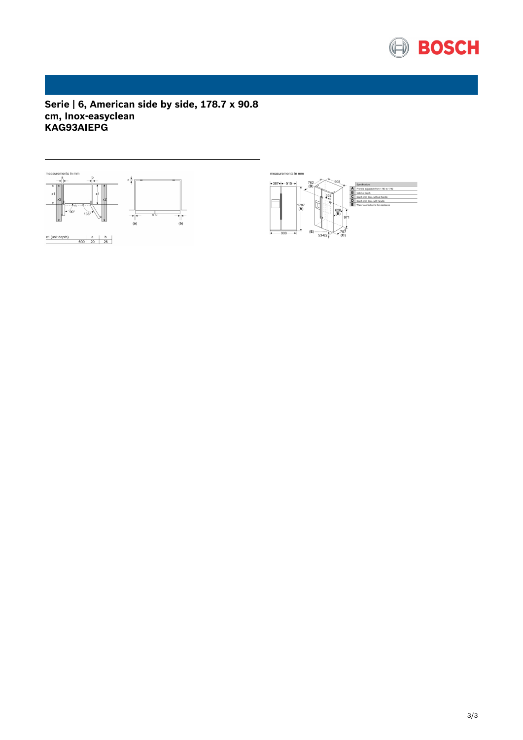# Serie | 6, American side by side, 178.7 x 90.8 cm, Inox-easyclean
## KAG93AIEPG

measurements in mm

a

b

x1

x2

90°

135°

c

(a)

(b)

| x1 (unit depth) | a | b |
|---|---|---|
| 600 | 20 | 26 |

measurements in mm

387

515

762 (D)

908

352

1787 (A)

628 (B)

971

908

(E)

53-62

707 (C)

| | Specifications |
|---|---|
| A | Front is adjustable from 1783 to 1792 |
| B | Cabinet depth |
| C | Depth incl. door, without handle |
| D | Depth incl. door, with handle |
| E | Water connection to the appliance |